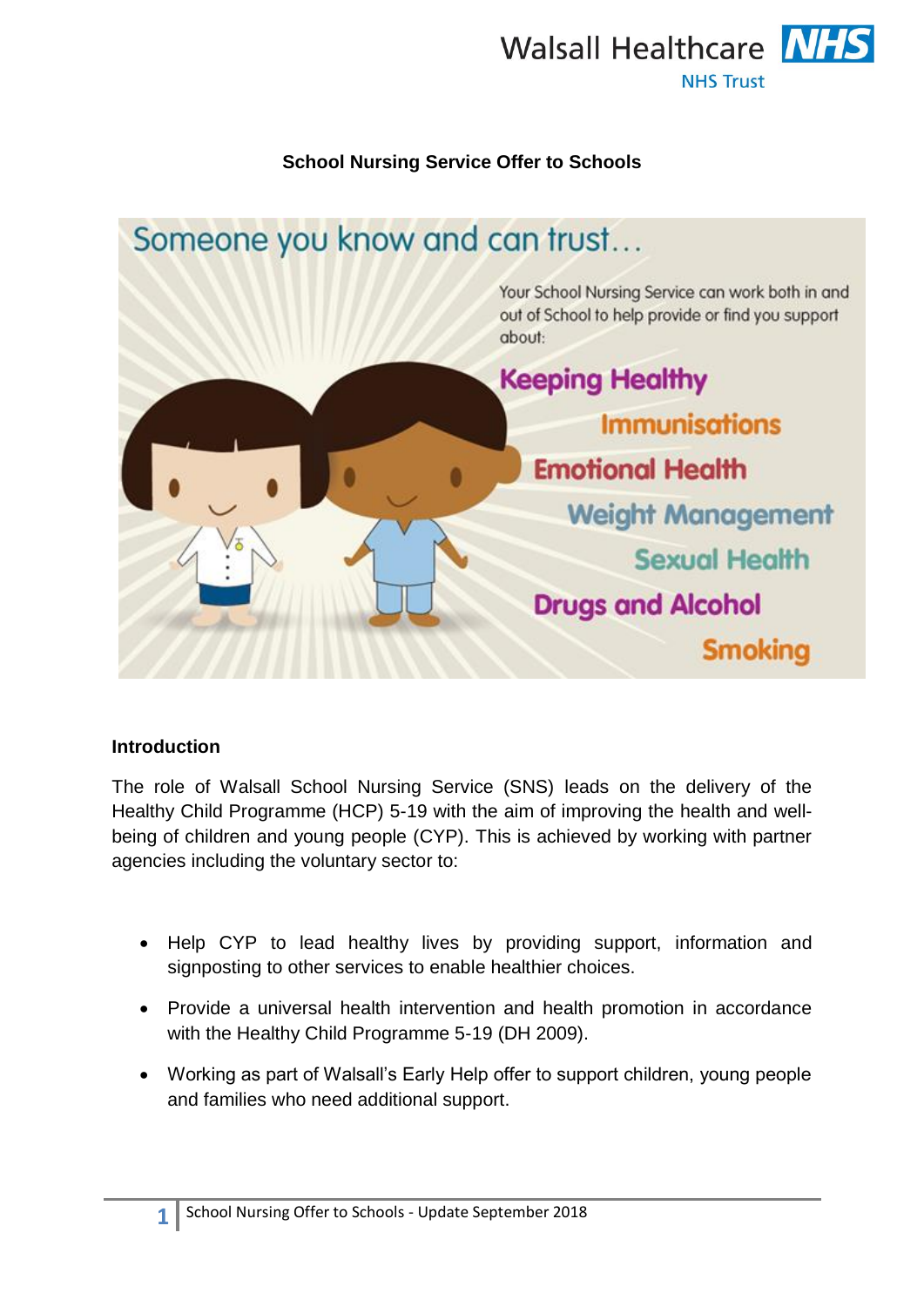Walsall Healthcare NHS Trust

**School Nursing Service Offer to Schools**

Someone you know and can trust…

Your School Nursing Service can work both in and out of School to help provide or find you support about:

Keeping Healthy
Immunisations
Emotional Health
Weight Management
Sexual Health
Drugs and Alcohol
Smoking

## Introduction

The role of Walsall School Nursing Service (SNS) leads on the delivery of the Healthy Child Programme (HCP) 5-19 with the aim of improving the health and well-being of children and young people (CYP). This is achieved by working with partner agencies including the voluntary sector to:

- Help CYP to lead healthy lives by providing support, information and signposting to other services to enable healthier choices.
- Provide a universal health intervention and health promotion in accordance with the Healthy Child Programme 5-19 (DH 2009).
- Working as part of Walsall's Early Help offer to support children, young people and families who need additional support.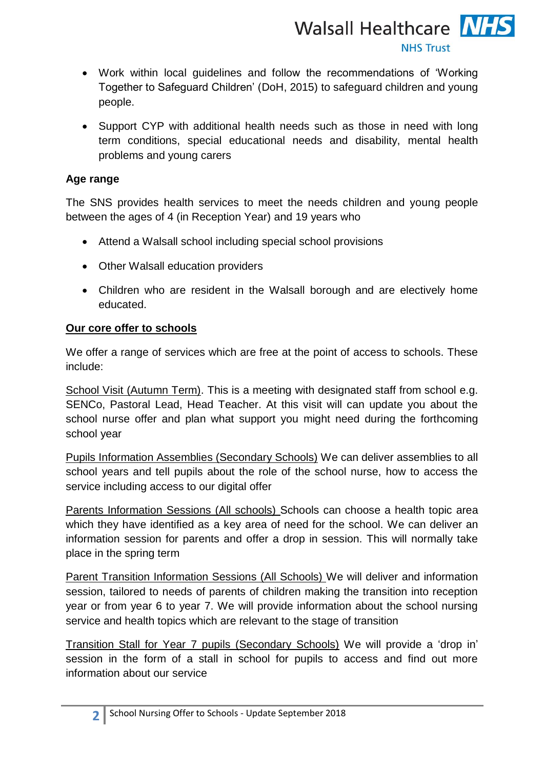- Work within local guidelines and follow the recommendations of 'Working Together to Safeguard Children' (DoH, 2015) to safeguard children and young people.
- Support CYP with additional health needs such as those in need with long term conditions, special educational needs and disability, mental health problems and young carers

**Age range**

The SNS provides health services to meet the needs children and young people between the ages of 4 (in Reception Year) and 19 years who

- Attend a Walsall school including special school provisions
- Other Walsall education providers
- Children who are resident in the Walsall borough and are electively home educated.

## Our core offer to schools

We offer a range of services which are free at the point of access to schools. These include:

School Visit (Autumn Term). This is a meeting with designated staff from school e.g. SENCo, Pastoral Lead, Head Teacher. At this visit will can update you about the school nurse offer and plan what support you might need during the forthcoming school year

Pupils Information Assemblies (Secondary Schools) We can deliver assemblies to all school years and tell pupils about the role of the school nurse, how to access the service including access to our digital offer

Parents Information Sessions (All schools) Schools can choose a health topic area which they have identified as a key area of need for the school. We can deliver an information session for parents and offer a drop in session. This will normally take place in the spring term

Parent Transition Information Sessions (All Schools) We will deliver and information session, tailored to needs of parents of children making the transition into reception year or from year 6 to year 7. We will provide information about the school nursing service and health topics which are relevant to the stage of transition

Transition Stall for Year 7 pupils (Secondary Schools) We will provide a 'drop in' session in the form of a stall in school for pupils to access and find out more information about our service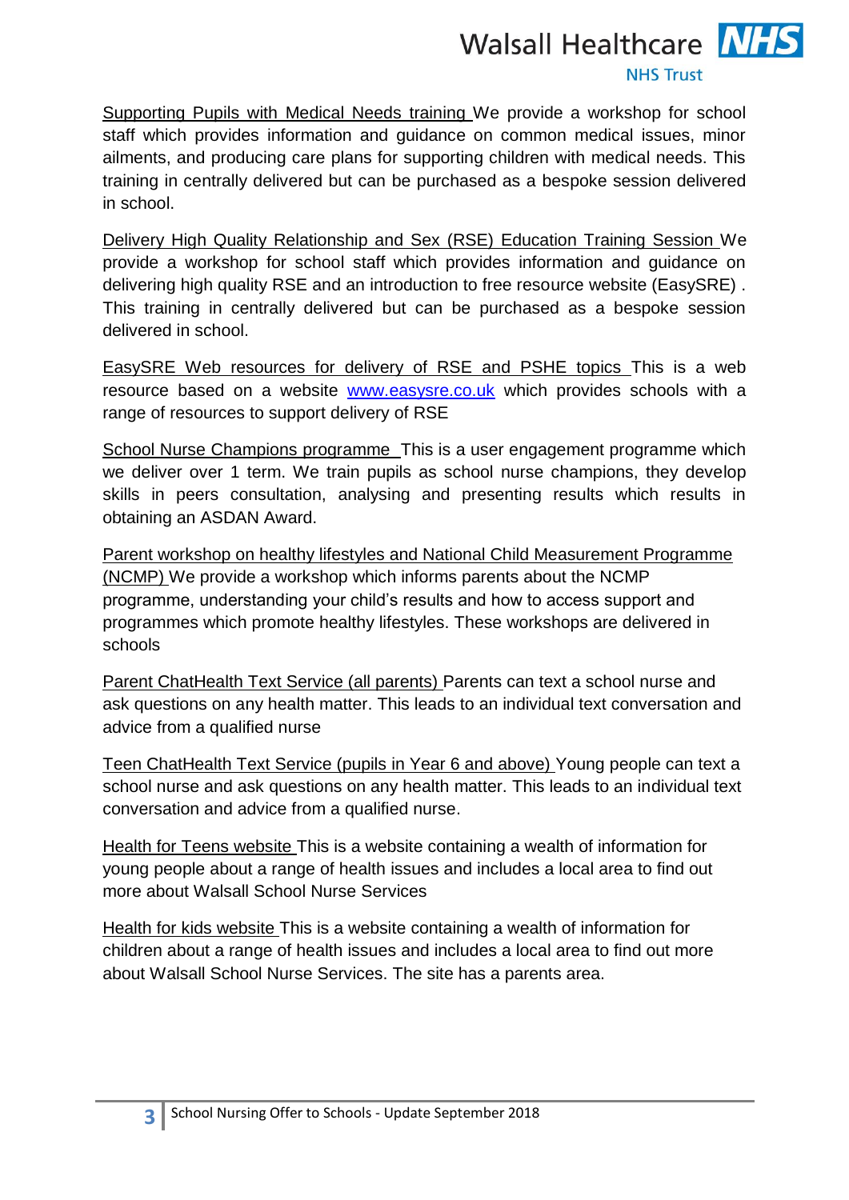Supporting Pupils with Medical Needs training We provide a workshop for school staff which provides information and guidance on common medical issues, minor ailments, and producing care plans for supporting children with medical needs. This training in centrally delivered but can be purchased as a bespoke session delivered in school.

Delivery High Quality Relationship and Sex (RSE) Education Training Session We provide a workshop for school staff which provides information and guidance on delivering high quality RSE and an introduction to free resource website (EasySRE) . This training in centrally delivered but can be purchased as a bespoke session delivered in school.

EasySRE Web resources for delivery of RSE and PSHE topics This is a web resource based on a website www.easysre.co.uk which provides schools with a range of resources to support delivery of RSE

School Nurse Champions programme This is a user engagement programme which we deliver over 1 term. We train pupils as school nurse champions, they develop skills in peers consultation, analysing and presenting results which results in obtaining an ASDAN Award.

Parent workshop on healthy lifestyles and National Child Measurement Programme (NCMP) We provide a workshop which informs parents about the NCMP programme, understanding your child's results and how to access support and programmes which promote healthy lifestyles. These workshops are delivered in schools

Parent ChatHealth Text Service (all parents) Parents can text a school nurse and ask questions on any health matter. This leads to an individual text conversation and advice from a qualified nurse

Teen ChatHealth Text Service (pupils in Year 6 and above) Young people can text a school nurse and ask questions on any health matter. This leads to an individual text conversation and advice from a qualified nurse.

Health for Teens website This is a website containing a wealth of information for young people about a range of health issues and includes a local area to find out more about Walsall School Nurse Services

Health for kids website This is a website containing a wealth of information for children about a range of health issues and includes a local area to find out more about Walsall School Nurse Services. The site has a parents area.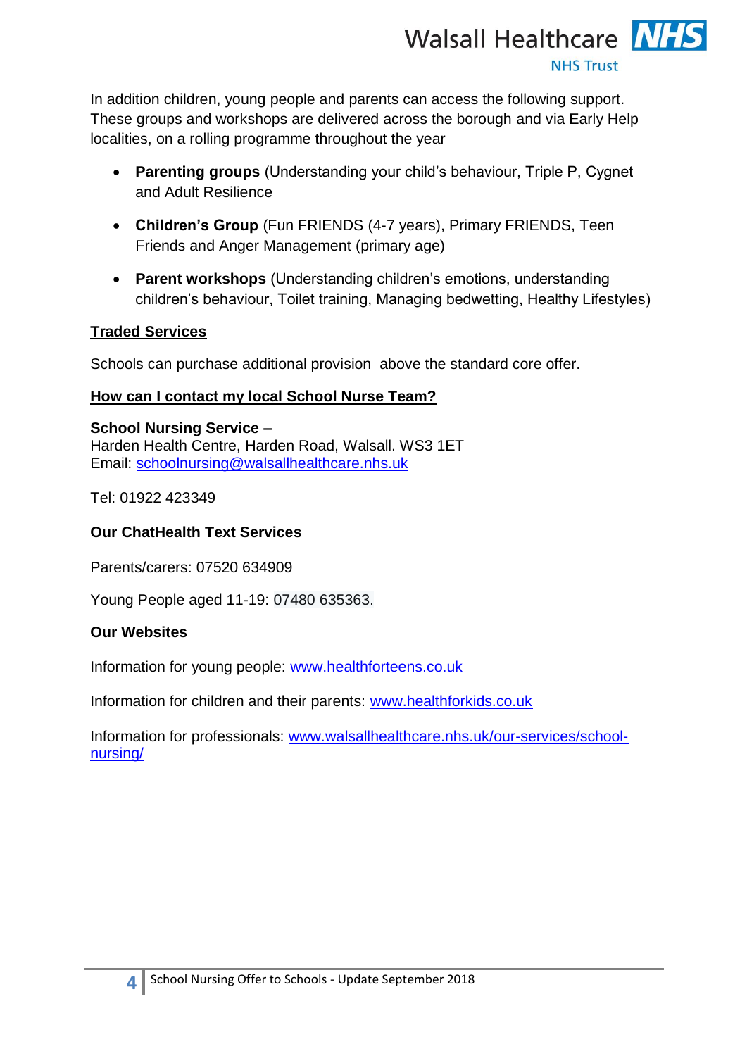In addition children, young people and parents can access the following support. These groups and workshops are delivered across the borough and via Early Help localities, on a rolling programme throughout the year

- **Parenting groups** (Understanding your child's behaviour, Triple P, Cygnet and Adult Resilience
- **Children's Group** (Fun FRIENDS (4-7 years), Primary FRIENDS, Teen Friends and Anger Management (primary age)
- **Parent workshops** (Understanding children's emotions, understanding children's behaviour, Toilet training, Managing bedwetting, Healthy Lifestyles)

## Traded Services

Schools can purchase additional provision above the standard core offer.

## How can I contact my local School Nurse Team?

**School Nursing Service –**
Harden Health Centre, Harden Road, Walsall. WS3 1ET
Email: schoolnursing@walsallhealthcare.nhs.uk

Tel: 01922 423349

**Our ChatHealth Text Services**

Parents/carers: 07520 634909

Young People aged 11-19: 07480 635363.

**Our Websites**

Information for young people: www.healthforteens.co.uk

Information for children and their parents: www.healthforkids.co.uk

Information for professionals: www.walsallhealthcare.nhs.uk/our-services/school-nursing/